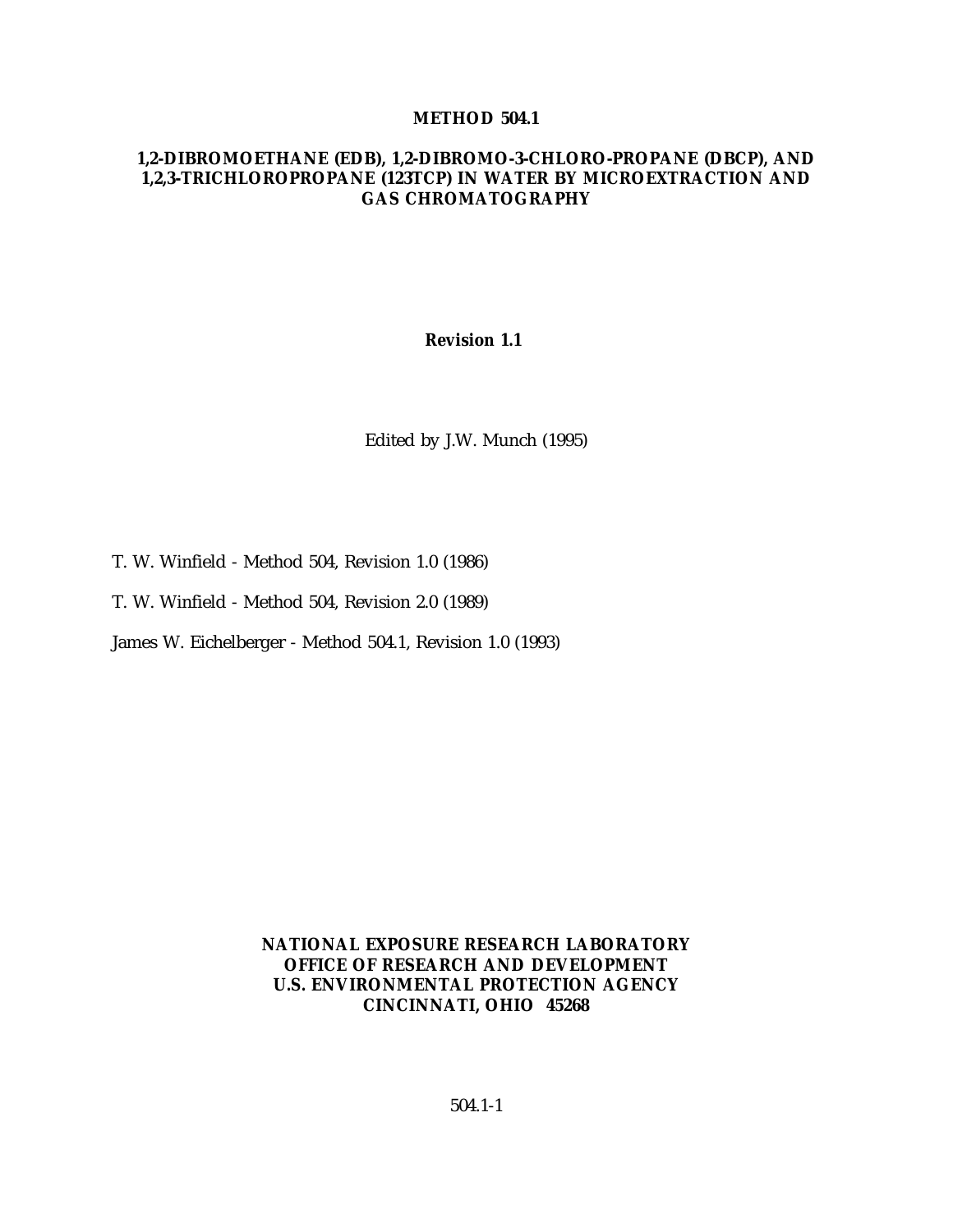# METHOD 504.1

## 1,2-DIBROMOETHANE (EDB), 1,2-DIBROMO-3-CHLORO-PROPANE (DBCP), AND 1,2,3-TRICHLOROPROPANE (123TCP) IN WATER BY MICROEXTRACTION AND GAS CHROMATOGRAPHY

**Revision 1.1**

Edited by J.W. Munch (1995)

T. W. Winfield - Method 504, Revision 1.0 (1986)

T. W. Winfield - Method 504, Revision 2.0 (1989)

James W. Eichelberger - Method 504.1, Revision 1.0 (1993)

**NATIONAL EXPOSURE RESEARCH LABORATORY**
**OFFICE OF RESEARCH AND DEVELOPMENT**
**U.S. ENVIRONMENTAL PROTECTION AGENCY**
**CINCINNATI, OHIO 45268**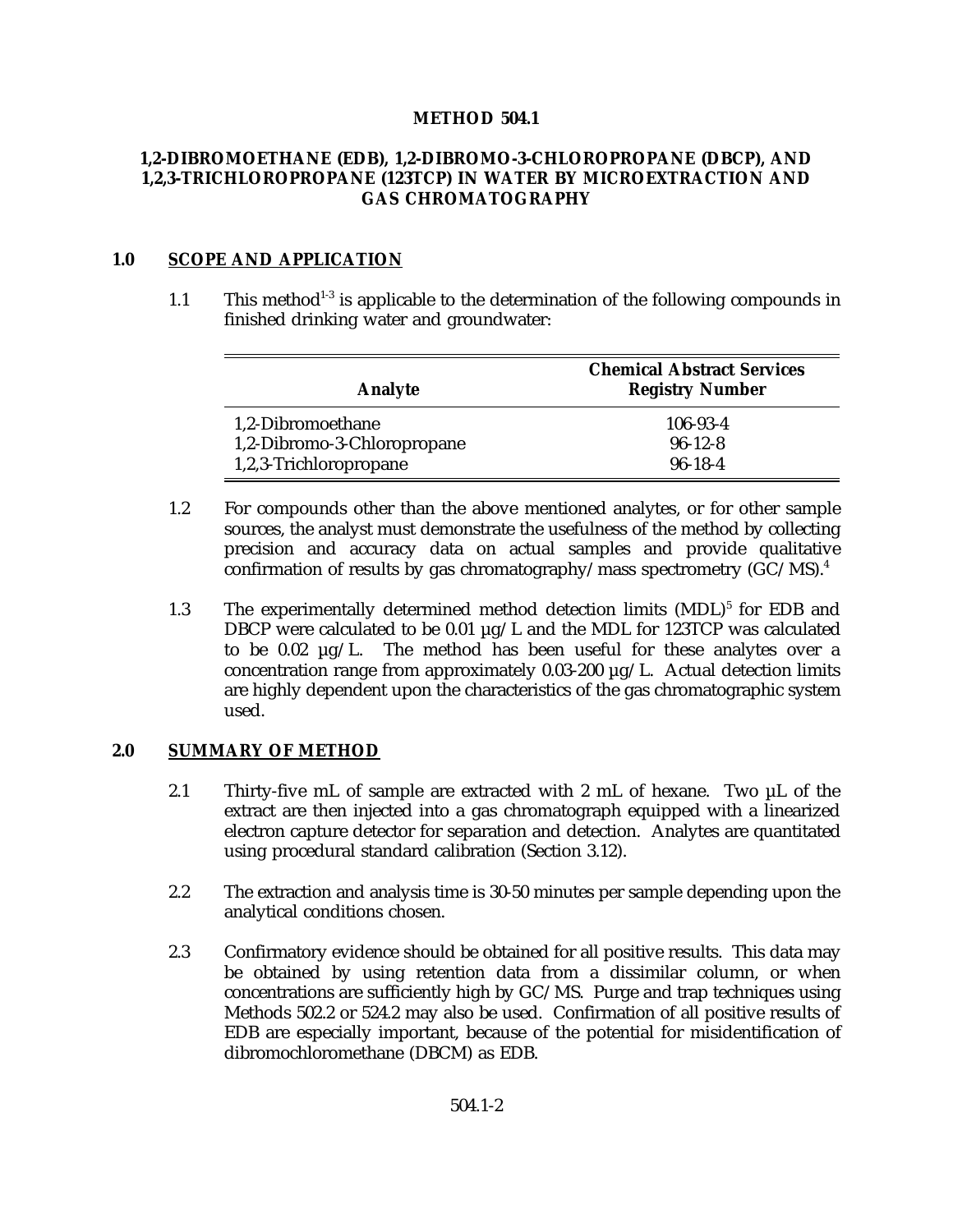# METHOD 504.1

## 1,2-DIBROMOETHANE (EDB), 1,2-DIBROMO-3-CHLOROPROPANE (DBCP), AND 1,2,3-TRICHLOROPROPANE (123TCP) IN WATER BY MICROEXTRACTION AND GAS CHROMATOGRAPHY

## 1.0 SCOPE AND APPLICATION

1.1 This method[1-3] is applicable to the determination of the following compounds in finished drinking water and groundwater:

| Analyte | Chemical Abstract Services Registry Number |
|---|---|
| 1,2-Dibromoethane | 106-93-4 |
| 1,2-Dibromo-3-Chloropropane | 96-12-8 |
| 1,2,3-Trichloropropane | 96-18-4 |

1.2 For compounds other than the above mentioned analytes, or for other sample sources, the analyst must demonstrate the usefulness of the method by collecting precision and accuracy data on actual samples and provide qualitative confirmation of results by gas chromatography/mass spectrometry (GC/MS).[4]

1.3 The experimentally determined method detection limits (MDL)[5] for EDB and DBCP were calculated to be 0.01 µg/L and the MDL for 123TCP was calculated to be 0.02 µg/L. The method has been useful for these analytes over a concentration range from approximately 0.03-200 µg/L. Actual detection limits are highly dependent upon the characteristics of the gas chromatographic system used.

## 2.0 SUMMARY OF METHOD

2.1 Thirty-five mL of sample are extracted with 2 mL of hexane. Two µL of the extract are then injected into a gas chromatograph equipped with a linearized electron capture detector for separation and detection. Analytes are quantitated using procedural standard calibration (Section 3.12).

2.2 The extraction and analysis time is 30-50 minutes per sample depending upon the analytical conditions chosen.

2.3 Confirmatory evidence should be obtained for all positive results. This data may be obtained by using retention data from a dissimilar column, or when concentrations are sufficiently high by GC/MS. Purge and trap techniques using Methods 502.2 or 524.2 may also be used. Confirmation of all positive results of EDB are especially important, because of the potential for misidentification of dibromochloromethane (DBCM) as EDB.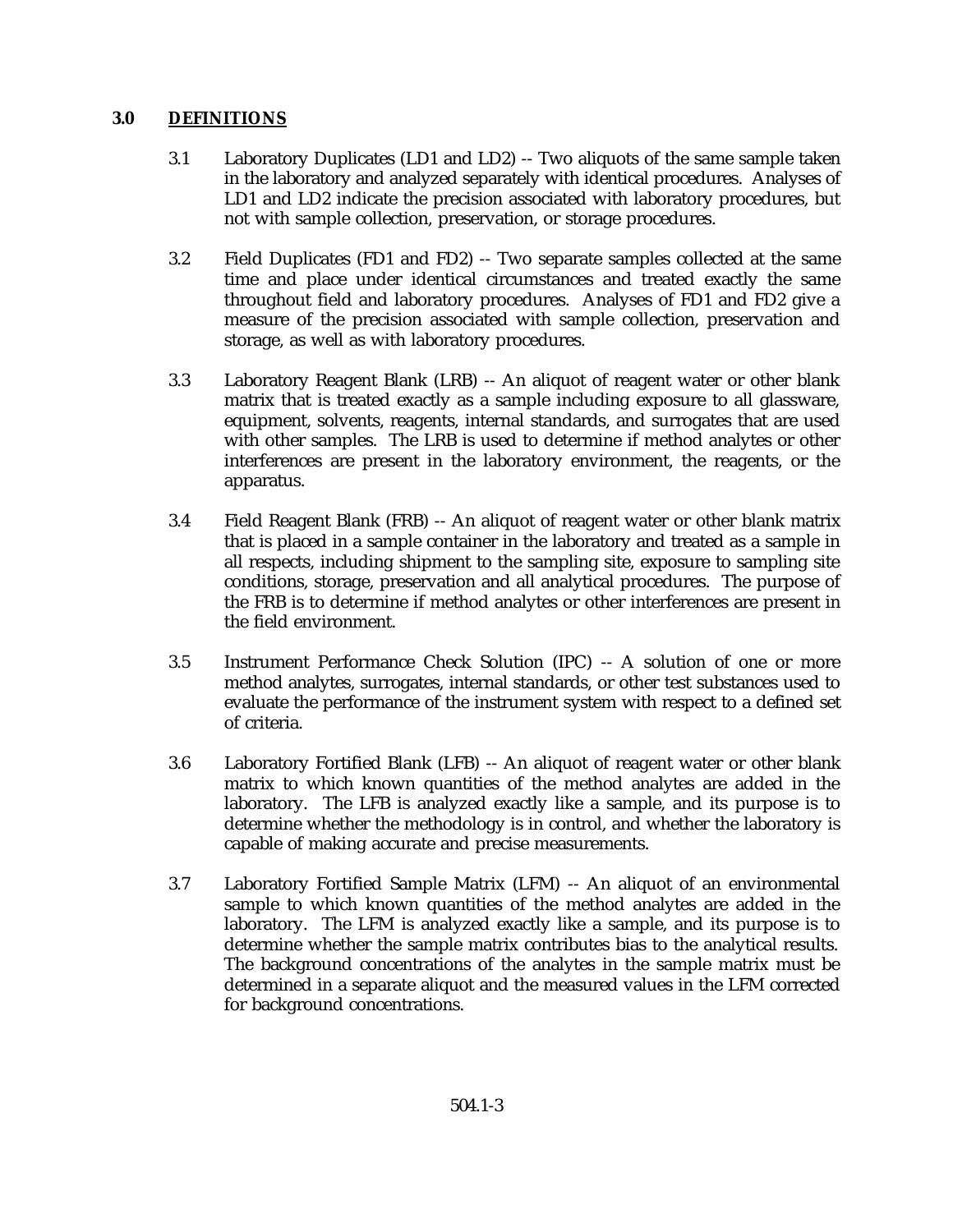## 3.0 DEFINITIONS

3.1 Laboratory Duplicates (LD1 and LD2) -- Two aliquots of the same sample taken in the laboratory and analyzed separately with identical procedures. Analyses of LD1 and LD2 indicate the precision associated with laboratory procedures, but not with sample collection, preservation, or storage procedures.

3.2 Field Duplicates (FD1 and FD2) -- Two separate samples collected at the same time and place under identical circumstances and treated exactly the same throughout field and laboratory procedures. Analyses of FD1 and FD2 give a measure of the precision associated with sample collection, preservation and storage, as well as with laboratory procedures.

3.3 Laboratory Reagent Blank (LRB) -- An aliquot of reagent water or other blank matrix that is treated exactly as a sample including exposure to all glassware, equipment, solvents, reagents, internal standards, and surrogates that are used with other samples. The LRB is used to determine if method analytes or other interferences are present in the laboratory environment, the reagents, or the apparatus.

3.4 Field Reagent Blank (FRB) -- An aliquot of reagent water or other blank matrix that is placed in a sample container in the laboratory and treated as a sample in all respects, including shipment to the sampling site, exposure to sampling site conditions, storage, preservation and all analytical procedures. The purpose of the FRB is to determine if method analytes or other interferences are present in the field environment.

3.5 Instrument Performance Check Solution (IPC) -- A solution of one or more method analytes, surrogates, internal standards, or other test substances used to evaluate the performance of the instrument system with respect to a defined set of criteria.

3.6 Laboratory Fortified Blank (LFB) -- An aliquot of reagent water or other blank matrix to which known quantities of the method analytes are added in the laboratory. The LFB is analyzed exactly like a sample, and its purpose is to determine whether the methodology is in control, and whether the laboratory is capable of making accurate and precise measurements.

3.7 Laboratory Fortified Sample Matrix (LFM) -- An aliquot of an environmental sample to which known quantities of the method analytes are added in the laboratory. The LFM is analyzed exactly like a sample, and its purpose is to determine whether the sample matrix contributes bias to the analytical results. The background concentrations of the analytes in the sample matrix must be determined in a separate aliquot and the measured values in the LFM corrected for background concentrations.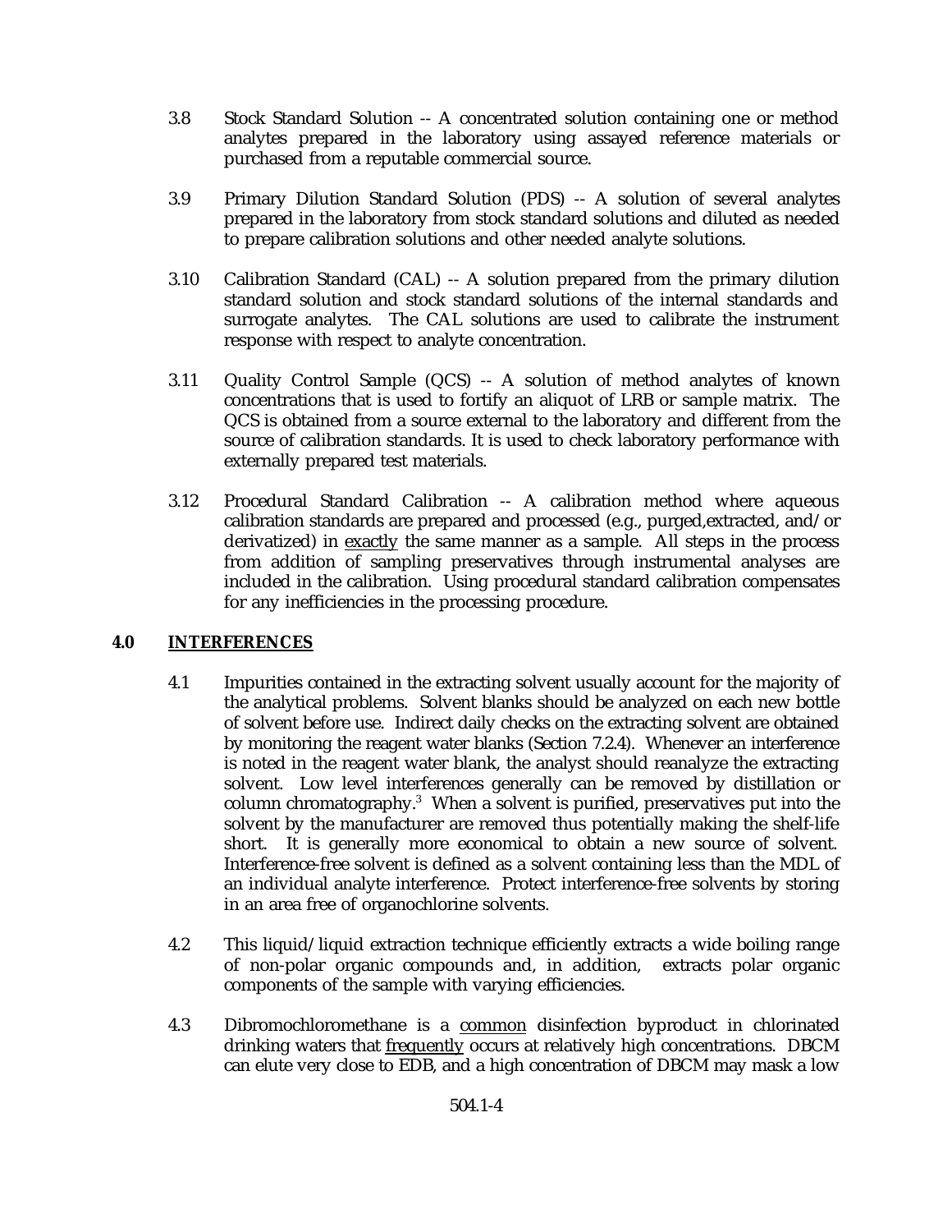3.8 Stock Standard Solution -- A concentrated solution containing one or method analytes prepared in the laboratory using assayed reference materials or purchased from a reputable commercial source.

3.9 Primary Dilution Standard Solution (PDS) -- A solution of several analytes prepared in the laboratory from stock standard solutions and diluted as needed to prepare calibration solutions and other needed analyte solutions.

3.10 Calibration Standard (CAL) -- A solution prepared from the primary dilution standard solution and stock standard solutions of the internal standards and surrogate analytes. The CAL solutions are used to calibrate the instrument response with respect to analyte concentration.

3.11 Quality Control Sample (QCS) -- A solution of method analytes of known concentrations that is used to fortify an aliquot of LRB or sample matrix. The QCS is obtained from a source external to the laboratory and different from the source of calibration standards. It is used to check laboratory performance with externally prepared test materials.

3.12 Procedural Standard Calibration -- A calibration method where aqueous calibration standards are prepared and processed (e.g., purged,extracted, and/or derivatized) in <u>exactly</u> the same manner as a sample. All steps in the process from addition of sampling preservatives through instrumental analyses are included in the calibration. Using procedural standard calibration compensates for any inefficiencies in the processing procedure.

## 4.0 INTERFERENCES

4.1 Impurities contained in the extracting solvent usually account for the majority of the analytical problems. Solvent blanks should be analyzed on each new bottle of solvent before use. Indirect daily checks on the extracting solvent are obtained by monitoring the reagent water blanks (Section 7.2.4). Whenever an interference is noted in the reagent water blank, the analyst should reanalyze the extracting solvent. Low level interferences generally can be removed by distillation or column chromatography.[3] When a solvent is purified, preservatives put into the solvent by the manufacturer are removed thus potentially making the shelf-life short. It is generally more economical to obtain a new source of solvent. Interference-free solvent is defined as a solvent containing less than the MDL of an individual analyte interference. Protect interference-free solvents by storing in an area free of organochlorine solvents.

4.2 This liquid/liquid extraction technique efficiently extracts a wide boiling range of non-polar organic compounds and, in addition, extracts polar organic components of the sample with varying efficiencies.

4.3 Dibromochloromethane is a <u>common</u> disinfection byproduct in chlorinated drinking waters that <u>frequently</u> occurs at relatively high concentrations. DBCM can elute very close to EDB, and a high concentration of DBCM may mask a low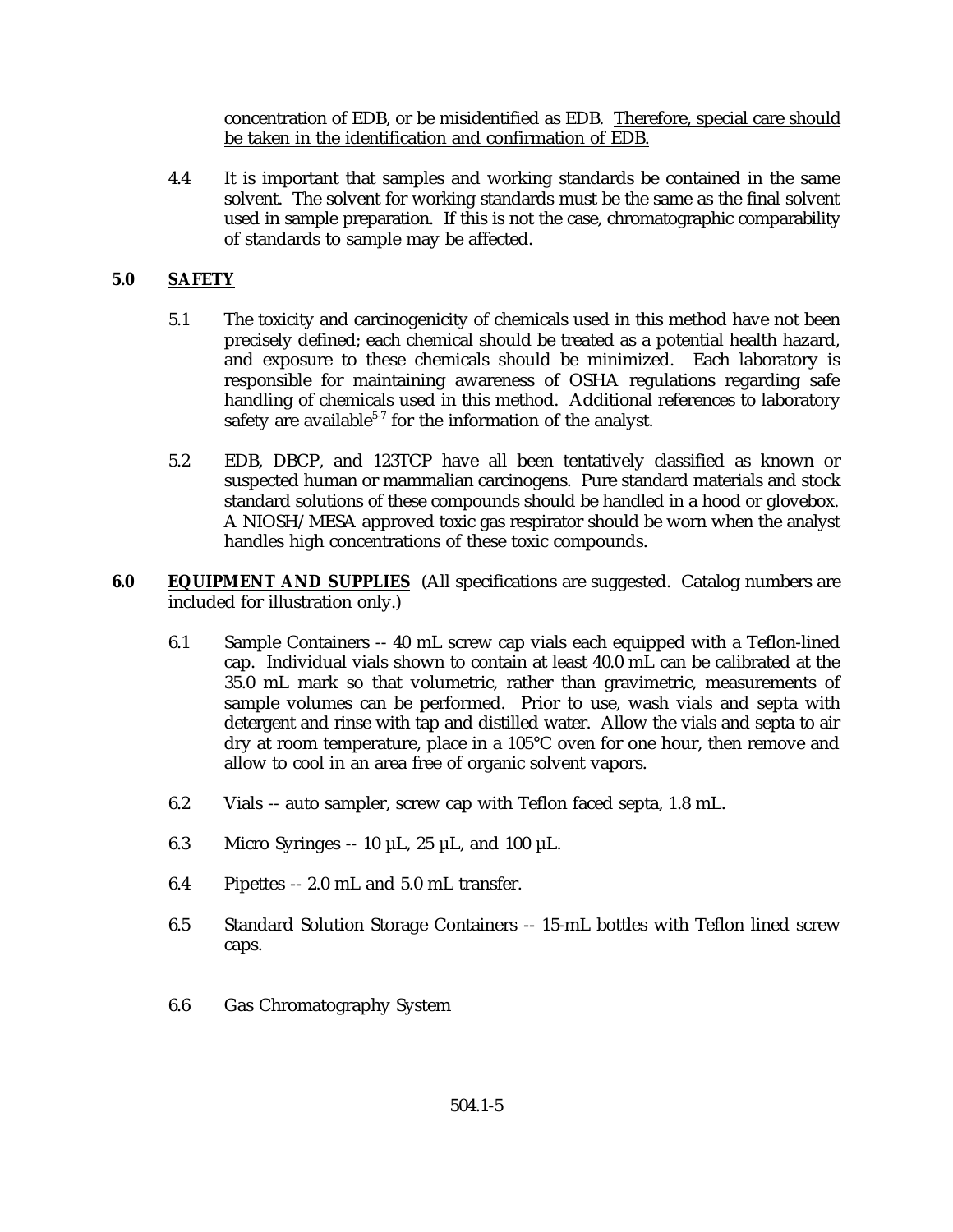concentration of EDB, or be misidentified as EDB. Therefore, special care should be taken in the identification and confirmation of EDB.

4.4 It is important that samples and working standards be contained in the same solvent. The solvent for working standards must be the same as the final solvent used in sample preparation. If this is not the case, chromatographic comparability of standards to sample may be affected.

## 5.0 SAFETY

5.1 The toxicity and carcinogenicity of chemicals used in this method have not been precisely defined; each chemical should be treated as a potential health hazard, and exposure to these chemicals should be minimized. Each laboratory is responsible for maintaining awareness of OSHA regulations regarding safe handling of chemicals used in this method. Additional references to laboratory safety are available[5-7] for the information of the analyst.

5.2 EDB, DBCP, and 123TCP have all been tentatively classified as known or suspected human or mammalian carcinogens. Pure standard materials and stock standard solutions of these compounds should be handled in a hood or glovebox. A NIOSH/MESA approved toxic gas respirator should be worn when the analyst handles high concentrations of these toxic compounds.

## 6.0 EQUIPMENT AND SUPPLIES (All specifications are suggested. Catalog numbers are included for illustration only.)

6.1 Sample Containers -- 40 mL screw cap vials each equipped with a Teflon-lined cap. Individual vials shown to contain at least 40.0 mL can be calibrated at the 35.0 mL mark so that volumetric, rather than gravimetric, measurements of sample volumes can be performed. Prior to use, wash vials and septa with detergent and rinse with tap and distilled water. Allow the vials and septa to air dry at room temperature, place in a 105°C oven for one hour, then remove and allow to cool in an area free of organic solvent vapors.

6.2 Vials -- auto sampler, screw cap with Teflon faced septa, 1.8 mL.

6.3 Micro Syringes -- 10 µL, 25 µL, and 100 µL.

6.4 Pipettes -- 2.0 mL and 5.0 mL transfer.

6.5 Standard Solution Storage Containers -- 15-mL bottles with Teflon lined screw caps.

6.6 Gas Chromatography System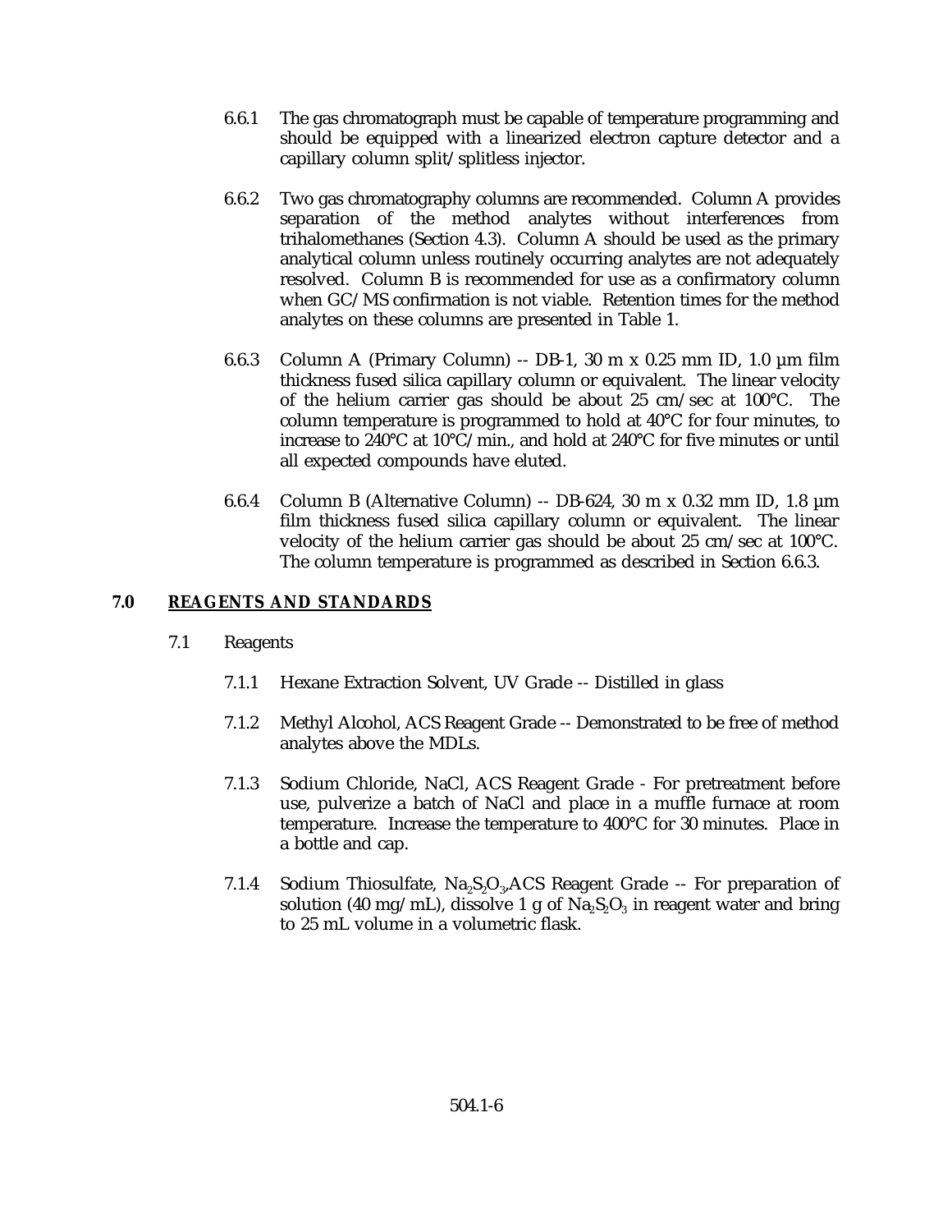6.6.1 The gas chromatograph must be capable of temperature programming and should be equipped with a linearized electron capture detector and a capillary column split/splitless injector.

6.6.2 Two gas chromatography columns are recommended. Column A provides separation of the method analytes without interferences from trihalomethanes (Section 4.3). Column A should be used as the primary analytical column unless routinely occurring analytes are not adequately resolved. Column B is recommended for use as a confirmatory column when GC/MS confirmation is not viable. Retention times for the method analytes on these columns are presented in Table 1.

6.6.3 Column A (Primary Column) -- DB-1, 30 m x 0.25 mm ID, 1.0 µm film thickness fused silica capillary column or equivalent. The linear velocity of the helium carrier gas should be about 25 cm/sec at 100°C. The column temperature is programmed to hold at 40°C for four minutes, to increase to 240°C at 10°C/min., and hold at 240°C for five minutes or until all expected compounds have eluted.

6.6.4 Column B (Alternative Column) -- DB-624, 30 m x 0.32 mm ID, 1.8 µm film thickness fused silica capillary column or equivalent. The linear velocity of the helium carrier gas should be about 25 cm/sec at 100°C. The column temperature is programmed as described in Section 6.6.3.

## 7.0 REAGENTS AND STANDARDS

7.1 Reagents

7.1.1 Hexane Extraction Solvent, UV Grade -- Distilled in glass

7.1.2 Methyl Alcohol, ACS Reagent Grade -- Demonstrated to be free of method analytes above the MDLs.

7.1.3 Sodium Chloride, NaCl, ACS Reagent Grade - For pretreatment before use, pulverize a batch of NaCl and place in a muffle furnace at room temperature. Increase the temperature to 400°C for 30 minutes. Place in a bottle and cap.

7.1.4 Sodium Thiosulfate, $Na_2S_2O_3$,ACS Reagent Grade -- For preparation of solution (40 mg/mL), dissolve 1 g of $Na_2S_2O_3$ in reagent water and bring to 25 mL volume in a volumetric flask.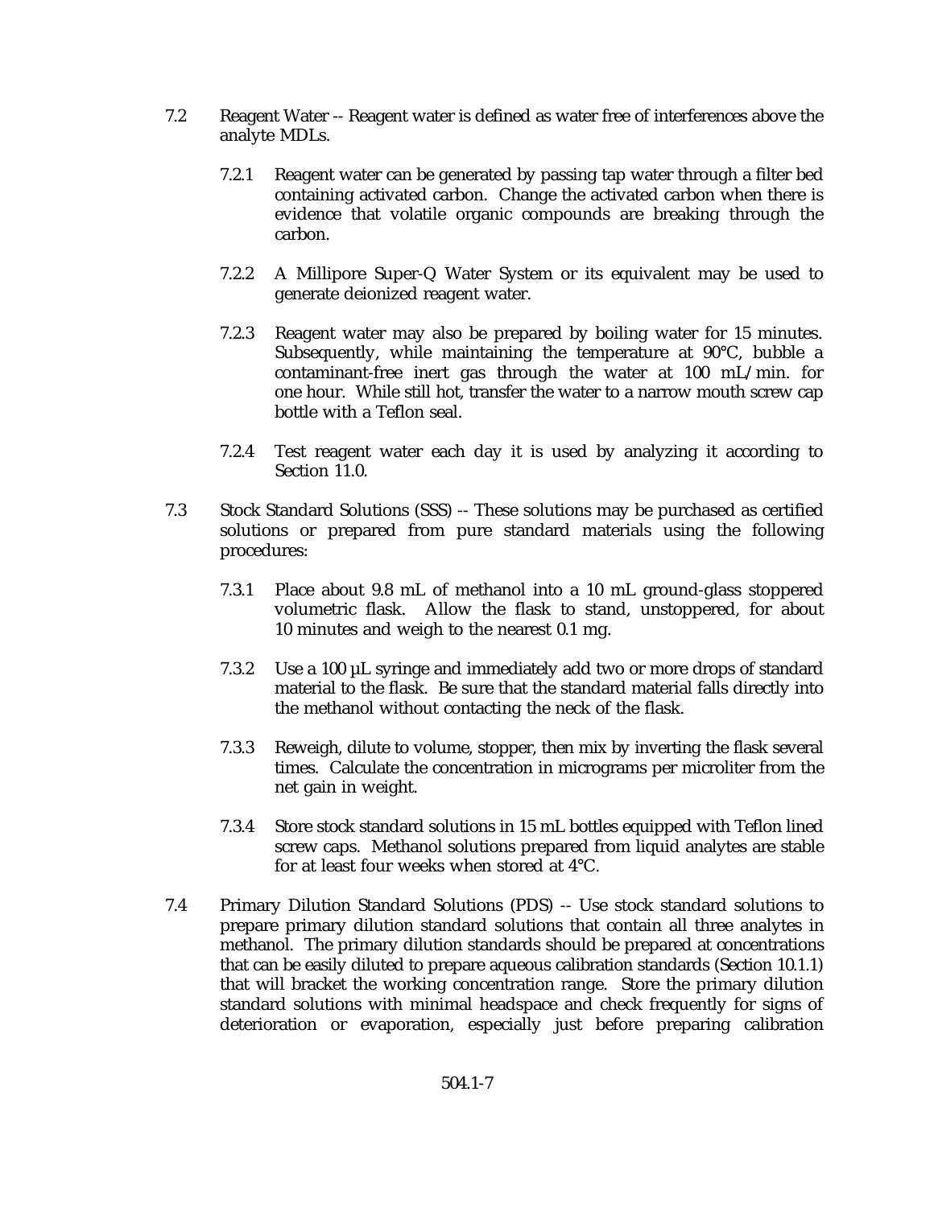7.2 Reagent Water -- Reagent water is defined as water free of interferences above the analyte MDLs.

7.2.1 Reagent water can be generated by passing tap water through a filter bed containing activated carbon. Change the activated carbon when there is evidence that volatile organic compounds are breaking through the carbon.

7.2.2 A Millipore Super-Q Water System or its equivalent may be used to generate deionized reagent water.

7.2.3 Reagent water may also be prepared by boiling water for 15 minutes. Subsequently, while maintaining the temperature at 90°C, bubble a contaminant-free inert gas through the water at 100 mL/min. for one hour. While still hot, transfer the water to a narrow mouth screw cap bottle with a Teflon seal.

7.2.4 Test reagent water each day it is used by analyzing it according to Section 11.0.

7.3 Stock Standard Solutions (SSS) -- These solutions may be purchased as certified solutions or prepared from pure standard materials using the following procedures:

7.3.1 Place about 9.8 mL of methanol into a 10 mL ground-glass stoppered volumetric flask. Allow the flask to stand, unstoppered, for about 10 minutes and weigh to the nearest 0.1 mg.

7.3.2 Use a 100 µL syringe and immediately add two or more drops of standard material to the flask. Be sure that the standard material falls directly into the methanol without contacting the neck of the flask.

7.3.3 Reweigh, dilute to volume, stopper, then mix by inverting the flask several times. Calculate the concentration in micrograms per microliter from the net gain in weight.

7.3.4 Store stock standard solutions in 15 mL bottles equipped with Teflon lined screw caps. Methanol solutions prepared from liquid analytes are stable for at least four weeks when stored at 4°C.

7.4 Primary Dilution Standard Solutions (PDS) -- Use stock standard solutions to prepare primary dilution standard solutions that contain all three analytes in methanol. The primary dilution standards should be prepared at concentrations that can be easily diluted to prepare aqueous calibration standards (Section 10.1.1) that will bracket the working concentration range. Store the primary dilution standard solutions with minimal headspace and check frequently for signs of deterioration or evaporation, especially just before preparing calibration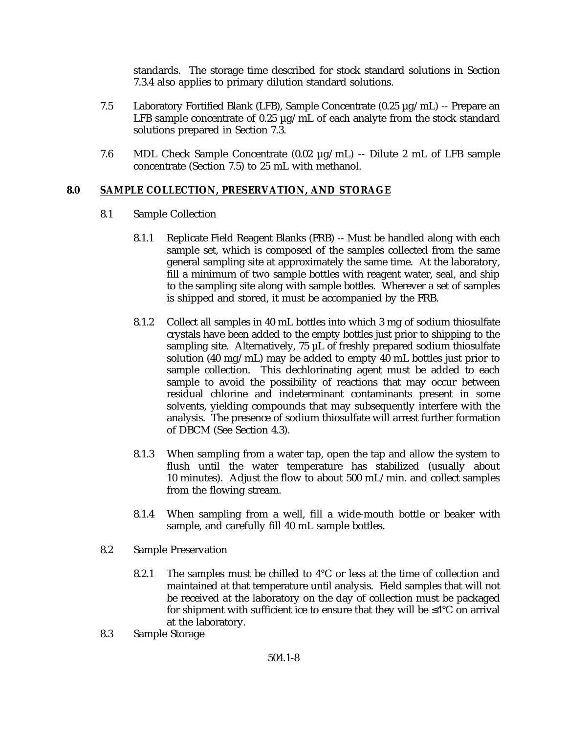standards. The storage time described for stock standard solutions in Section 7.3.4 also applies to primary dilution standard solutions.

7.5 Laboratory Fortified Blank (LFB), Sample Concentrate (0.25 µg/mL) -- Prepare an LFB sample concentrate of 0.25 µg/mL of each analyte from the stock standard solutions prepared in Section 7.3.

7.6 MDL Check Sample Concentrate (0.02 µg/mL) -- Dilute 2 mL of LFB sample concentrate (Section 7.5) to 25 mL with methanol.

## 8.0 SAMPLE COLLECTION, PRESERVATION, AND STORAGE

8.1 Sample Collection

8.1.1 Replicate Field Reagent Blanks (FRB) -- Must be handled along with each sample set, which is composed of the samples collected from the same general sampling site at approximately the same time. At the laboratory, fill a minimum of two sample bottles with reagent water, seal, and ship to the sampling site along with sample bottles. Wherever a set of samples is shipped and stored, it must be accompanied by the FRB.

8.1.2 Collect all samples in 40 mL bottles into which 3 mg of sodium thiosulfate crystals have been added to the empty bottles just prior to shipping to the sampling site. Alternatively, 75 µL of freshly prepared sodium thiosulfate solution (40 mg/mL) may be added to empty 40 mL bottles just prior to sample collection. This dechlorinating agent must be added to each sample to avoid the possibility of reactions that may occur between residual chlorine and indeterminant contaminants present in some solvents, yielding compounds that may subsequently interfere with the analysis. The presence of sodium thiosulfate will arrest further formation of DBCM (See Section 4.3).

8.1.3 When sampling from a water tap, open the tap and allow the system to flush until the water temperature has stabilized (usually about 10 minutes). Adjust the flow to about 500 mL/min. and collect samples from the flowing stream.

8.1.4 When sampling from a well, fill a wide-mouth bottle or beaker with sample, and carefully fill 40 mL sample bottles.

8.2 Sample Preservation

8.2.1 The samples must be chilled to 4°C or less at the time of collection and maintained at that temperature until analysis. Field samples that will not be received at the laboratory on the day of collection must be packaged for shipment with sufficient ice to ensure that they will be ≤4°C on arrival at the laboratory.

8.3 Sample Storage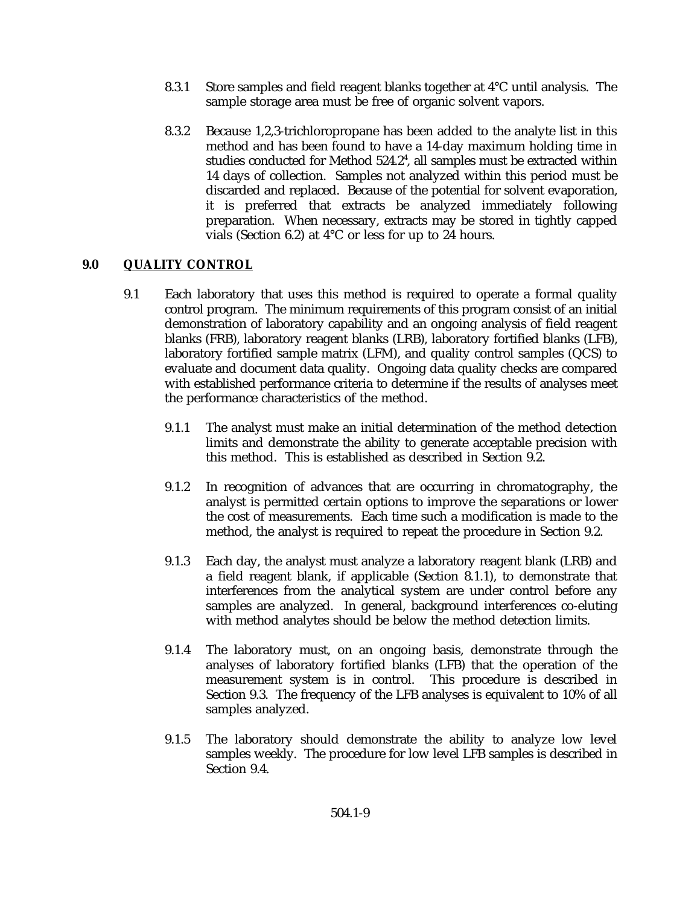8.3.1 Store samples and field reagent blanks together at 4°C until analysis. The sample storage area must be free of organic solvent vapors.

8.3.2 Because 1,2,3-trichloropropane has been added to the analyte list in this method and has been found to have a 14-day maximum holding time in studies conducted for Method 524.2[4], all samples must be extracted within 14 days of collection. Samples not analyzed within this period must be discarded and replaced. Because of the potential for solvent evaporation, it is preferred that extracts be analyzed immediately following preparation. When necessary, extracts may be stored in tightly capped vials (Section 6.2) at 4°C or less for up to 24 hours.

## 9.0 QUALITY CONTROL

9.1 Each laboratory that uses this method is required to operate a formal quality control program. The minimum requirements of this program consist of an initial demonstration of laboratory capability and an ongoing analysis of field reagent blanks (FRB), laboratory reagent blanks (LRB), laboratory fortified blanks (LFB), laboratory fortified sample matrix (LFM), and quality control samples (QCS) to evaluate and document data quality. Ongoing data quality checks are compared with established performance criteria to determine if the results of analyses meet the performance characteristics of the method.

9.1.1 The analyst must make an initial determination of the method detection limits and demonstrate the ability to generate acceptable precision with this method. This is established as described in Section 9.2.

9.1.2 In recognition of advances that are occurring in chromatography, the analyst is permitted certain options to improve the separations or lower the cost of measurements. Each time such a modification is made to the method, the analyst is required to repeat the procedure in Section 9.2.

9.1.3 Each day, the analyst must analyze a laboratory reagent blank (LRB) and a field reagent blank, if applicable (Section 8.1.1), to demonstrate that interferences from the analytical system are under control before any samples are analyzed. In general, background interferences co-eluting with method analytes should be below the method detection limits.

9.1.4 The laboratory must, on an ongoing basis, demonstrate through the analyses of laboratory fortified blanks (LFB) that the operation of the measurement system is in control. This procedure is described in Section 9.3. The frequency of the LFB analyses is equivalent to 10% of all samples analyzed.

9.1.5 The laboratory should demonstrate the ability to analyze low level samples weekly. The procedure for low level LFB samples is described in Section 9.4.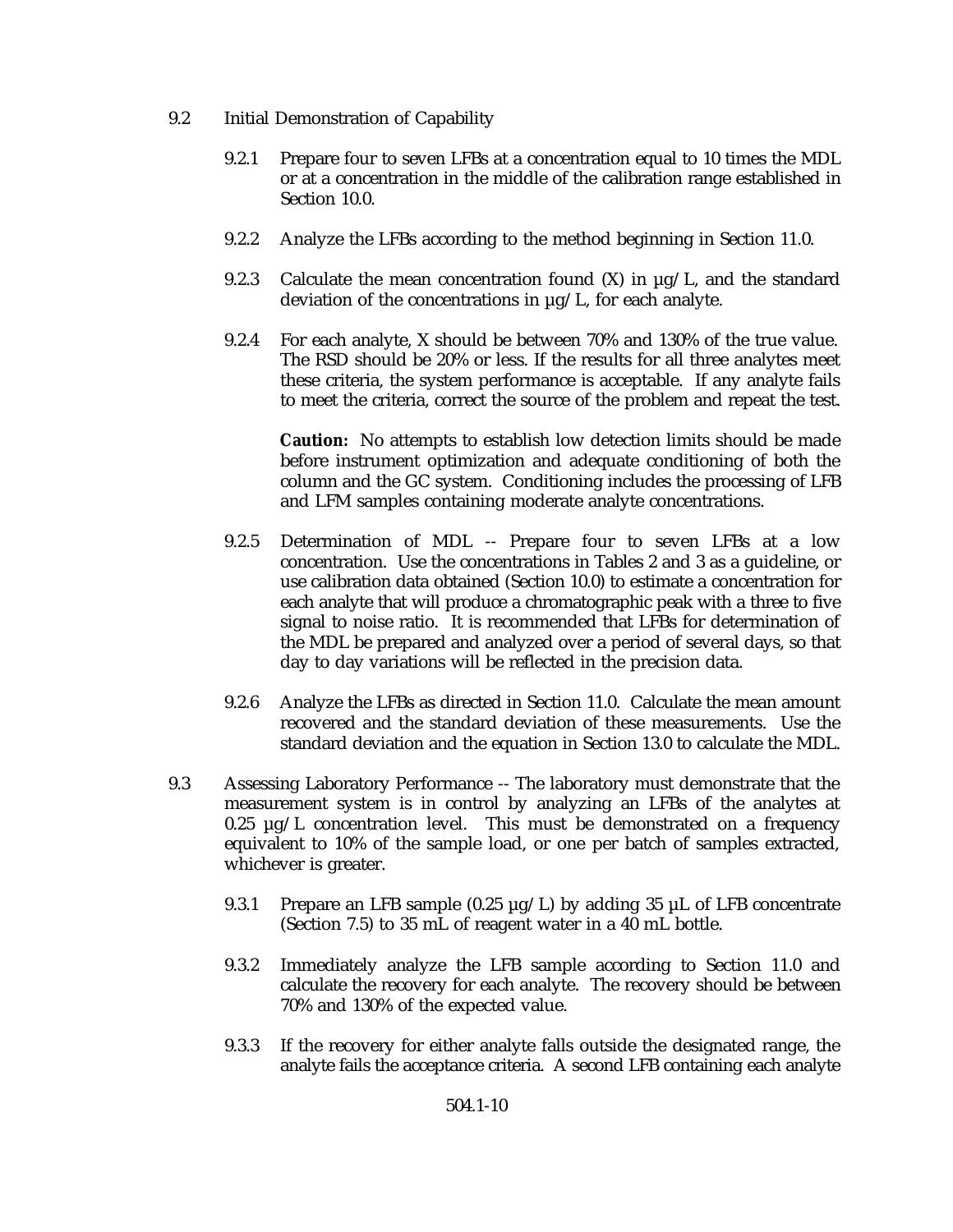9.2 Initial Demonstration of Capability

9.2.1 Prepare four to seven LFBs at a concentration equal to 10 times the MDL or at a concentration in the middle of the calibration range established in Section 10.0.

9.2.2 Analyze the LFBs according to the method beginning in Section 11.0.

9.2.3 Calculate the mean concentration found (X) in µg/L, and the standard deviation of the concentrations in µg/L, for each analyte.

9.2.4 For each analyte, X should be between 70% and 130% of the true value. The RSD should be 20% or less. If the results for all three analytes meet these criteria, the system performance is acceptable. If any analyte fails to meet the criteria, correct the source of the problem and repeat the test.

**Caution:** No attempts to establish low detection limits should be made before instrument optimization and adequate conditioning of both the column and the GC system. Conditioning includes the processing of LFB and LFM samples containing moderate analyte concentrations.

9.2.5 Determination of MDL -- Prepare four to seven LFBs at a low concentration. Use the concentrations in Tables 2 and 3 as a guideline, or use calibration data obtained (Section 10.0) to estimate a concentration for each analyte that will produce a chromatographic peak with a three to five signal to noise ratio. It is recommended that LFBs for determination of the MDL be prepared and analyzed over a period of several days, so that day to day variations will be reflected in the precision data.

9.2.6 Analyze the LFBs as directed in Section 11.0. Calculate the mean amount recovered and the standard deviation of these measurements. Use the standard deviation and the equation in Section 13.0 to calculate the MDL.

9.3 Assessing Laboratory Performance -- The laboratory must demonstrate that the measurement system is in control by analyzing an LFBs of the analytes at 0.25 µg/L concentration level. This must be demonstrated on a frequency equivalent to 10% of the sample load, or one per batch of samples extracted, whichever is greater.

9.3.1 Prepare an LFB sample (0.25 µg/L) by adding 35 µL of LFB concentrate (Section 7.5) to 35 mL of reagent water in a 40 mL bottle.

9.3.2 Immediately analyze the LFB sample according to Section 11.0 and calculate the recovery for each analyte. The recovery should be between 70% and 130% of the expected value.

9.3.3 If the recovery for either analyte falls outside the designated range, the analyte fails the acceptance criteria. A second LFB containing each analyte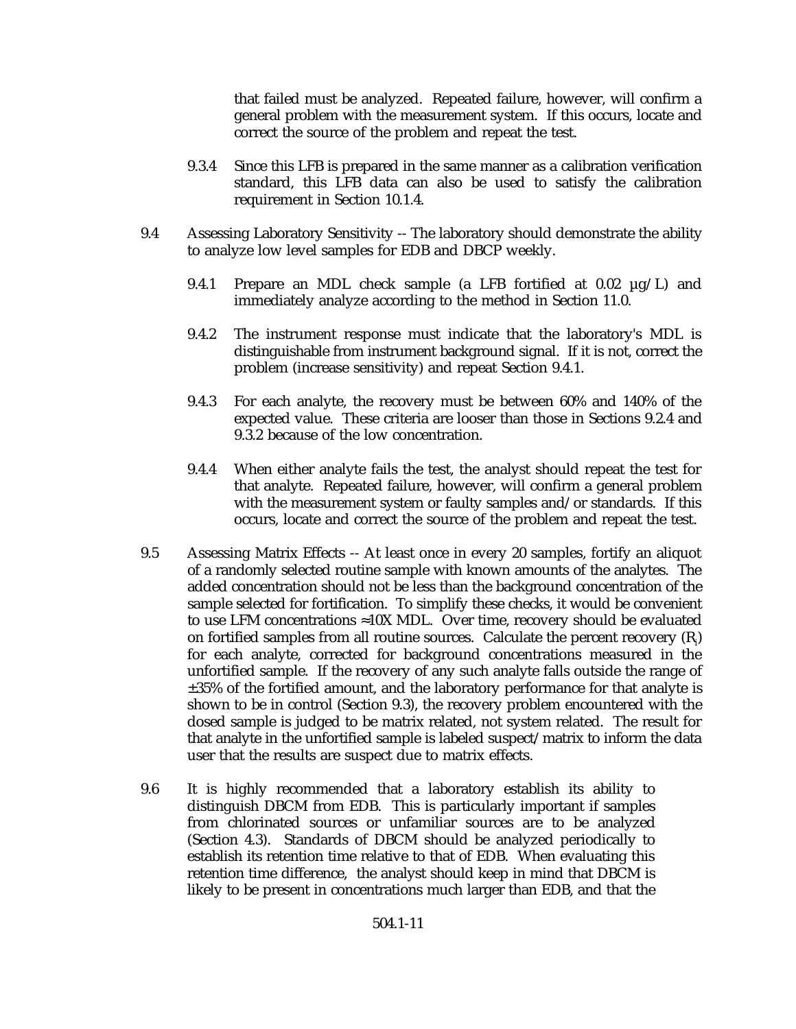that failed must be analyzed. Repeated failure, however, will confirm a general problem with the measurement system. If this occurs, locate and correct the source of the problem and repeat the test.

9.3.4 Since this LFB is prepared in the same manner as a calibration verification standard, this LFB data can also be used to satisfy the calibration requirement in Section 10.1.4.

9.4 Assessing Laboratory Sensitivity -- The laboratory should demonstrate the ability to analyze low level samples for EDB and DBCP weekly.

9.4.1 Prepare an MDL check sample (a LFB fortified at 0.02 µg/L) and immediately analyze according to the method in Section 11.0.

9.4.2 The instrument response must indicate that the laboratory's MDL is distinguishable from instrument background signal. If it is not, correct the problem (increase sensitivity) and repeat Section 9.4.1.

9.4.3 For each analyte, the recovery must be between 60% and 140% of the expected value. These criteria are looser than those in Sections 9.2.4 and 9.3.2 because of the low concentration.

9.4.4 When either analyte fails the test, the analyst should repeat the test for that analyte. Repeated failure, however, will confirm a general problem with the measurement system or faulty samples and/or standards. If this occurs, locate and correct the source of the problem and repeat the test.

9.5 Assessing Matrix Effects -- At least once in every 20 samples, fortify an aliquot of a randomly selected routine sample with known amounts of the analytes. The added concentration should not be less than the background concentration of the sample selected for fortification. To simplify these checks, it would be convenient to use LFM concentrations ≈10X MDL. Over time, recovery should be evaluated on fortified samples from all routine sources. Calculate the percent recovery ($R_i$) for each analyte, corrected for background concentrations measured in the unfortified sample. If the recovery of any such analyte falls outside the range of ±35% of the fortified amount, and the laboratory performance for that analyte is shown to be in control (Section 9.3), the recovery problem encountered with the dosed sample is judged to be matrix related, not system related. The result for that analyte in the unfortified sample is labeled suspect/matrix to inform the data user that the results are suspect due to matrix effects.

9.6 It is highly recommended that a laboratory establish its ability to distinguish DBCM from EDB. This is particularly important if samples from chlorinated sources or unfamiliar sources are to be analyzed (Section 4.3). Standards of DBCM should be analyzed periodically to establish its retention time relative to that of EDB. When evaluating this retention time difference, the analyst should keep in mind that DBCM is likely to be present in concentrations much larger than EDB, and that the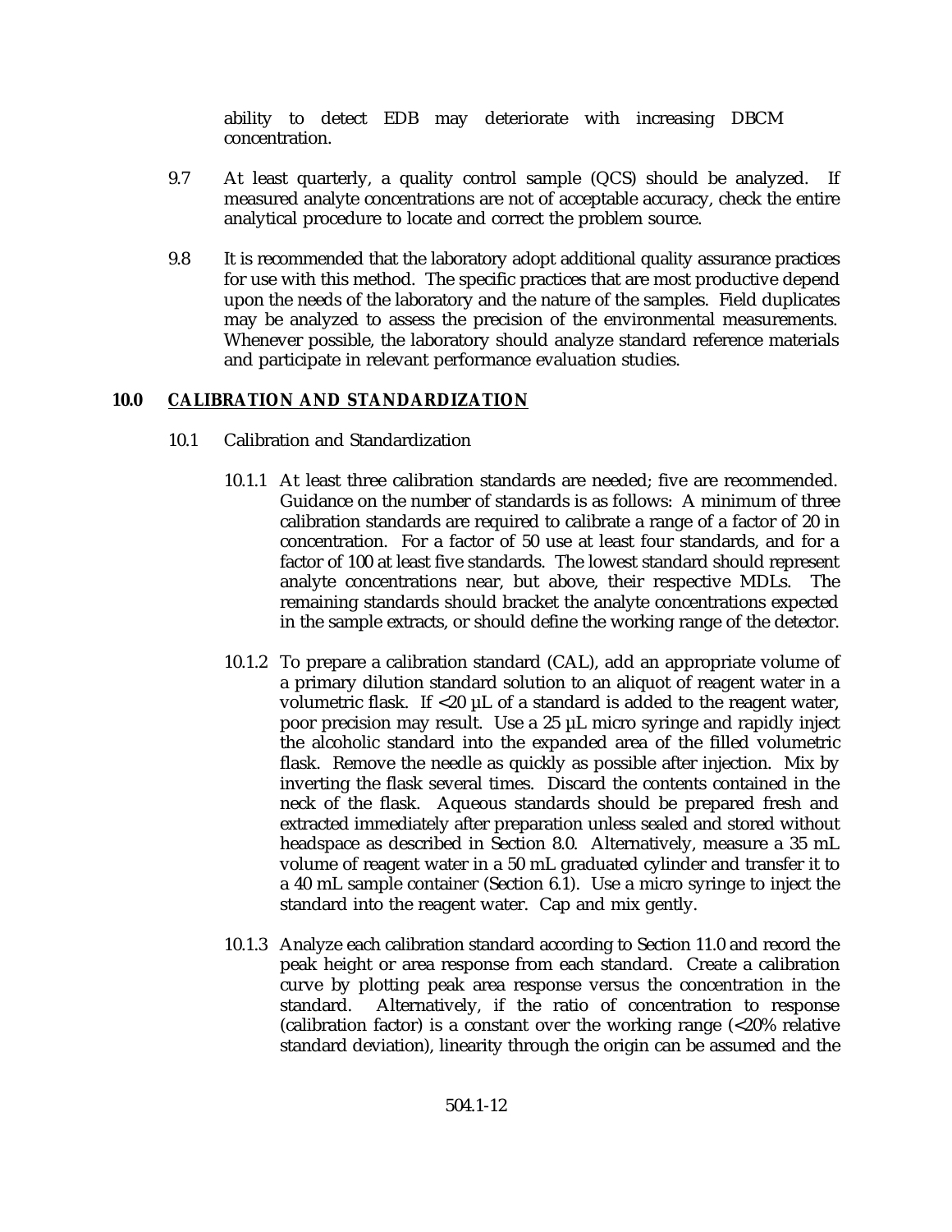ability to detect EDB may deteriorate with increasing DBCM concentration.

9.7 At least quarterly, a quality control sample (QCS) should be analyzed. If measured analyte concentrations are not of acceptable accuracy, check the entire analytical procedure to locate and correct the problem source.

9.8 It is recommended that the laboratory adopt additional quality assurance practices for use with this method. The specific practices that are most productive depend upon the needs of the laboratory and the nature of the samples. Field duplicates may be analyzed to assess the precision of the environmental measurements. Whenever possible, the laboratory should analyze standard reference materials and participate in relevant performance evaluation studies.

## 10.0 CALIBRATION AND STANDARDIZATION

10.1 Calibration and Standardization

10.1.1 At least three calibration standards are needed; five are recommended. Guidance on the number of standards is as follows: A minimum of three calibration standards are required to calibrate a range of a factor of 20 in concentration. For a factor of 50 use at least four standards, and for a factor of 100 at least five standards. The lowest standard should represent analyte concentrations near, but above, their respective MDLs. The remaining standards should bracket the analyte concentrations expected in the sample extracts, or should define the working range of the detector.

10.1.2 To prepare a calibration standard (CAL), add an appropriate volume of a primary dilution standard solution to an aliquot of reagent water in a volumetric flask. If <20 µL of a standard is added to the reagent water, poor precision may result. Use a 25 µL micro syringe and rapidly inject the alcoholic standard into the expanded area of the filled volumetric flask. Remove the needle as quickly as possible after injection. Mix by inverting the flask several times. Discard the contents contained in the neck of the flask. Aqueous standards should be prepared fresh and extracted immediately after preparation unless sealed and stored without headspace as described in Section 8.0. Alternatively, measure a 35 mL volume of reagent water in a 50 mL graduated cylinder and transfer it to a 40 mL sample container (Section 6.1). Use a micro syringe to inject the standard into the reagent water. Cap and mix gently.

10.1.3 Analyze each calibration standard according to Section 11.0 and record the peak height or area response from each standard. Create a calibration curve by plotting peak area response versus the concentration in the standard. Alternatively, if the ratio of concentration to response (calibration factor) is a constant over the working range (<20% relative standard deviation), linearity through the origin can be assumed and the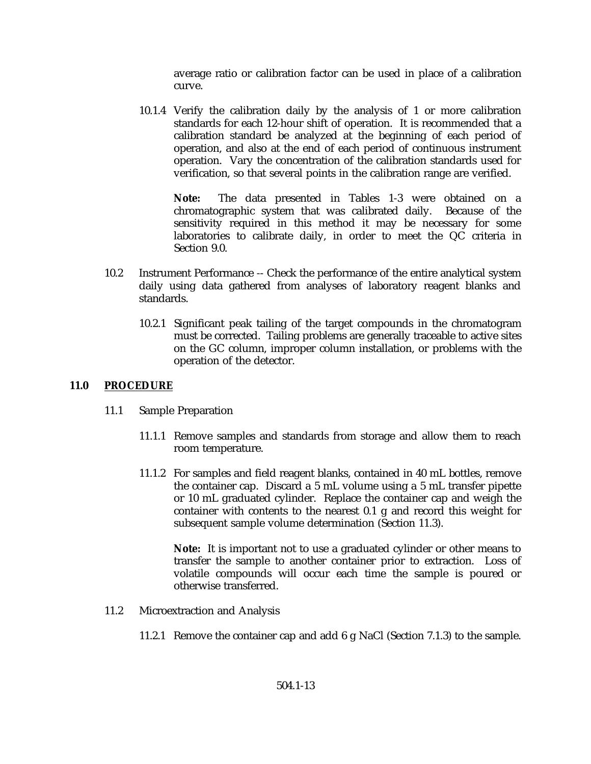average ratio or calibration factor can be used in place of a calibration curve.

10.1.4 Verify the calibration daily by the analysis of 1 or more calibration standards for each 12-hour shift of operation. It is recommended that a calibration standard be analyzed at the beginning of each period of operation, and also at the end of each period of continuous instrument operation. Vary the concentration of the calibration standards used for verification, so that several points in the calibration range are verified.

**Note:** The data presented in Tables 1-3 were obtained on a chromatographic system that was calibrated daily. Because of the sensitivity required in this method it may be necessary for some laboratories to calibrate daily, in order to meet the QC criteria in Section 9.0.

10.2 Instrument Performance -- Check the performance of the entire analytical system daily using data gathered from analyses of laboratory reagent blanks and standards.

10.2.1 Significant peak tailing of the target compounds in the chromatogram must be corrected. Tailing problems are generally traceable to active sites on the GC column, improper column installation, or problems with the operation of the detector.

## 11.0 PROCEDURE

11.1 Sample Preparation

11.1.1 Remove samples and standards from storage and allow them to reach room temperature.

11.1.2 For samples and field reagent blanks, contained in 40 mL bottles, remove the container cap. Discard a 5 mL volume using a 5 mL transfer pipette or 10 mL graduated cylinder. Replace the container cap and weigh the container with contents to the nearest 0.1 g and record this weight for subsequent sample volume determination (Section 11.3).

**Note:** It is important not to use a graduated cylinder or other means to transfer the sample to another container prior to extraction. Loss of volatile compounds will occur each time the sample is poured or otherwise transferred.

11.2 Microextraction and Analysis

11.2.1 Remove the container cap and add 6 g NaCl (Section 7.1.3) to the sample.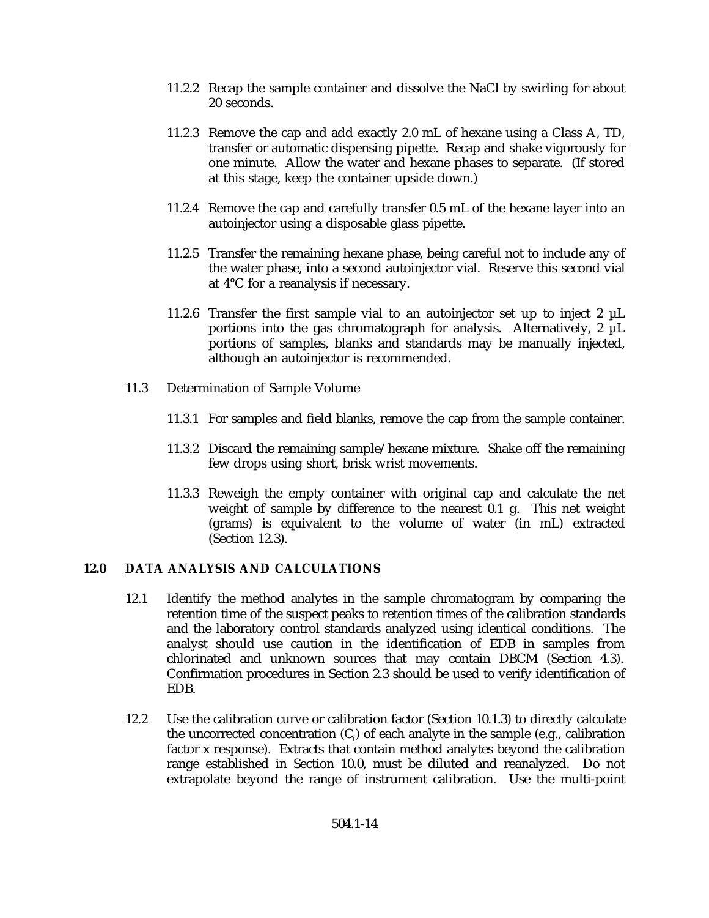11.2.2 Recap the sample container and dissolve the NaCl by swirling for about 20 seconds.

11.2.3 Remove the cap and add exactly 2.0 mL of hexane using a Class A, TD, transfer or automatic dispensing pipette. Recap and shake vigorously for one minute. Allow the water and hexane phases to separate. (If stored at this stage, keep the container upside down.)

11.2.4 Remove the cap and carefully transfer 0.5 mL of the hexane layer into an autoinjector using a disposable glass pipette.

11.2.5 Transfer the remaining hexane phase, being careful not to include any of the water phase, into a second autoinjector vial. Reserve this second vial at 4°C for a reanalysis if necessary.

11.2.6 Transfer the first sample vial to an autoinjector set up to inject 2 µL portions into the gas chromatograph for analysis. Alternatively, 2 µL portions of samples, blanks and standards may be manually injected, although an autoinjector is recommended.

11.3 Determination of Sample Volume

11.3.1 For samples and field blanks, remove the cap from the sample container.

11.3.2 Discard the remaining sample/hexane mixture. Shake off the remaining few drops using short, brisk wrist movements.

11.3.3 Reweigh the empty container with original cap and calculate the net weight of sample by difference to the nearest 0.1 g. This net weight (grams) is equivalent to the volume of water (in mL) extracted (Section 12.3).

## 12.0 DATA ANALYSIS AND CALCULATIONS

12.1 Identify the method analytes in the sample chromatogram by comparing the retention time of the suspect peaks to retention times of the calibration standards and the laboratory control standards analyzed using identical conditions. The analyst should use caution in the identification of EDB in samples from chlorinated and unknown sources that may contain DBCM (Section 4.3). Confirmation procedures in Section 2.3 should be used to verify identification of EDB.

12.2 Use the calibration curve or calibration factor (Section 10.1.3) to directly calculate the uncorrected concentration ($C_i$) of each analyte in the sample (e.g., calibration factor x response). Extracts that contain method analytes beyond the calibration range established in Section 10.0, must be diluted and reanalyzed. Do not extrapolate beyond the range of instrument calibration. Use the multi-point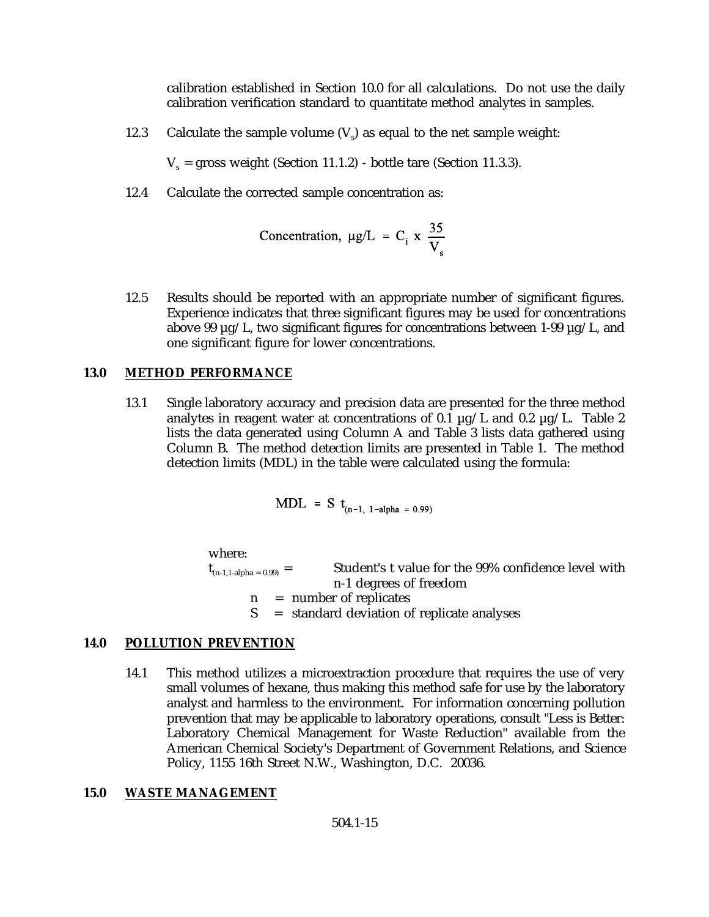calibration established in Section 10.0 for all calculations. Do not use the daily calibration verification standard to quantitate method analytes in samples.

12.3 Calculate the sample volume ($V_s$) as equal to the net sample weight:

$V_s$ = gross weight (Section 11.1.2) - bottle tare (Section 11.3.3).

12.4 Calculate the corrected sample concentration as:

$$\text{Concentration, } \mu g/L = C_i \times \frac{35}{V_s}$$

12.5 Results should be reported with an appropriate number of significant figures. Experience indicates that three significant figures may be used for concentrations above 99 µg/L, two significant figures for concentrations between 1-99 µg/L, and one significant figure for lower concentrations.

## 13.0 METHOD PERFORMANCE

13.1 Single laboratory accuracy and precision data are presented for the three method analytes in reagent water at concentrations of 0.1 µg/L and 0.2 µg/L. Table 2 lists the data generated using Column A and Table 3 lists data gathered using Column B. The method detection limits are presented in Table 1. The method detection limits (MDL) in the table were calculated using the formula:

$$\text{MDL} = S \; t_{(n-1,\; 1-\text{alpha} = 0.99)}$$

where:

$t_{(n-1, 1-\text{alpha} = 0.99)}$ = Student's t value for the 99% confidence level with n-1 degrees of freedom

n = number of replicates

S = standard deviation of replicate analyses

## 14.0 POLLUTION PREVENTION

14.1 This method utilizes a microextraction procedure that requires the use of very small volumes of hexane, thus making this method safe for use by the laboratory analyst and harmless to the environment. For information concerning pollution prevention that may be applicable to laboratory operations, consult "Less is Better: Laboratory Chemical Management for Waste Reduction" available from the American Chemical Society's Department of Government Relations, and Science Policy, 1155 16th Street N.W., Washington, D.C. 20036.

## 15.0 WASTE MANAGEMENT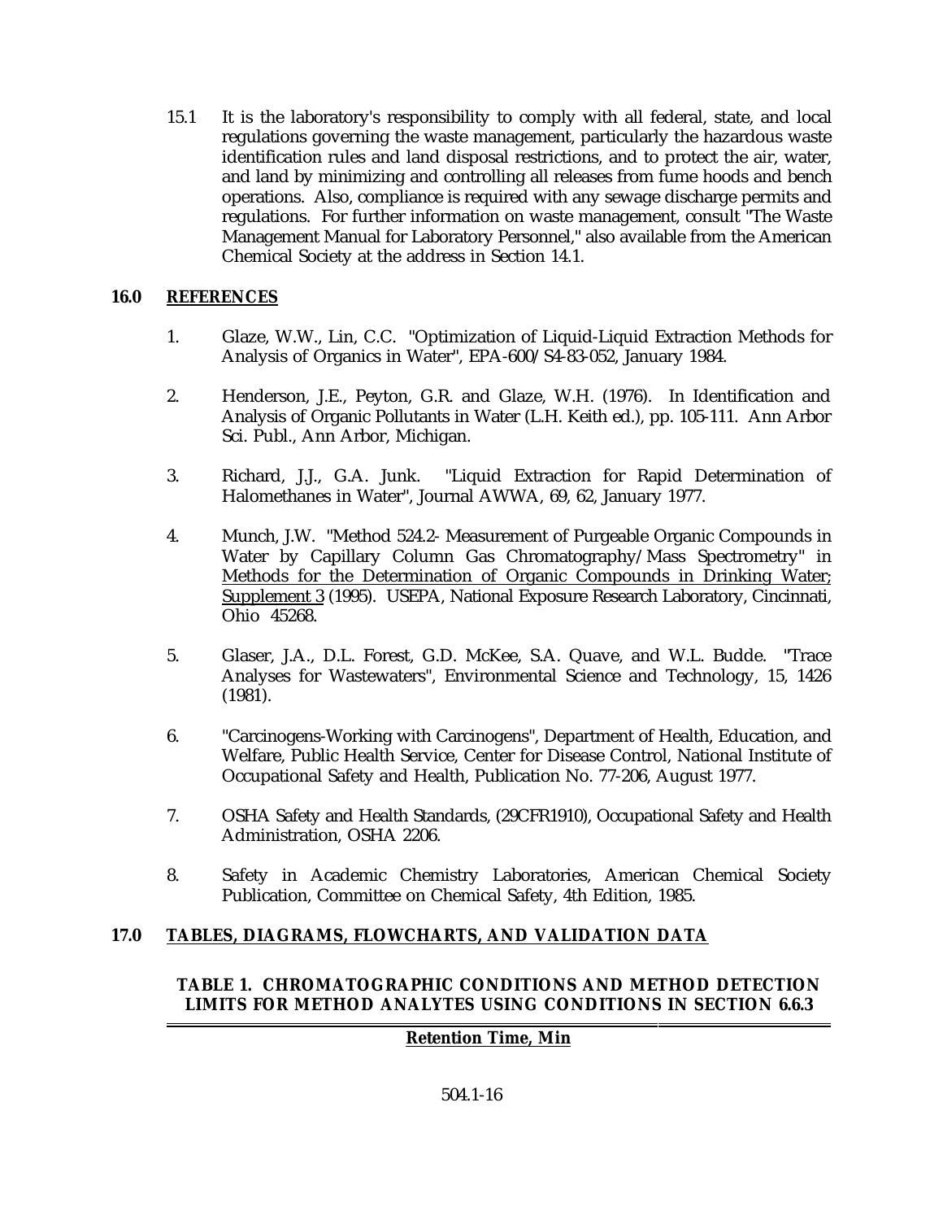15.1 It is the laboratory's responsibility to comply with all federal, state, and local regulations governing the waste management, particularly the hazardous waste identification rules and land disposal restrictions, and to protect the air, water, and land by minimizing and controlling all releases from fume hoods and bench operations. Also, compliance is required with any sewage discharge permits and regulations. For further information on waste management, consult "The Waste Management Manual for Laboratory Personnel," also available from the American Chemical Society at the address in Section 14.1.

## 16.0 REFERENCES

1. Glaze, W.W., Lin, C.C. "Optimization of Liquid-Liquid Extraction Methods for Analysis of Organics in Water", EPA-600/S4-83-052, January 1984.

2. Henderson, J.E., Peyton, G.R. and Glaze, W.H. (1976). In Identification and Analysis of Organic Pollutants in Water (L.H. Keith ed.), pp. 105-111. Ann Arbor Sci. Publ., Ann Arbor, Michigan.

3. Richard, J.J., G.A. Junk. "Liquid Extraction for Rapid Determination of Halomethanes in Water", Journal AWWA, 69, 62, January 1977.

4. Munch, J.W. "Method 524.2- Measurement of Purgeable Organic Compounds in Water by Capillary Column Gas Chromatography/Mass Spectrometry" in Methods for the Determination of Organic Compounds in Drinking Water; Supplement 3 (1995). USEPA, National Exposure Research Laboratory, Cincinnati, Ohio 45268.

5. Glaser, J.A., D.L. Forest, G.D. McKee, S.A. Quave, and W.L. Budde. "Trace Analyses for Wastewaters", Environmental Science and Technology, 15, 1426 (1981).

6. "Carcinogens-Working with Carcinogens", Department of Health, Education, and Welfare, Public Health Service, Center for Disease Control, National Institute of Occupational Safety and Health, Publication No. 77-206, August 1977.

7. OSHA Safety and Health Standards, (29CFR1910), Occupational Safety and Health Administration, OSHA 2206.

8. Safety in Academic Chemistry Laboratories, American Chemical Society Publication, Committee on Chemical Safety, 4th Edition, 1985.

## 17.0 TABLES, DIAGRAMS, FLOWCHARTS, AND VALIDATION DATA

**TABLE 1. CHROMATOGRAPHIC CONDITIONS AND METHOD DETECTION LIMITS FOR METHOD ANALYTES USING CONDITIONS IN SECTION 6.6.3**

| | Retention Time, Min |
|---|---|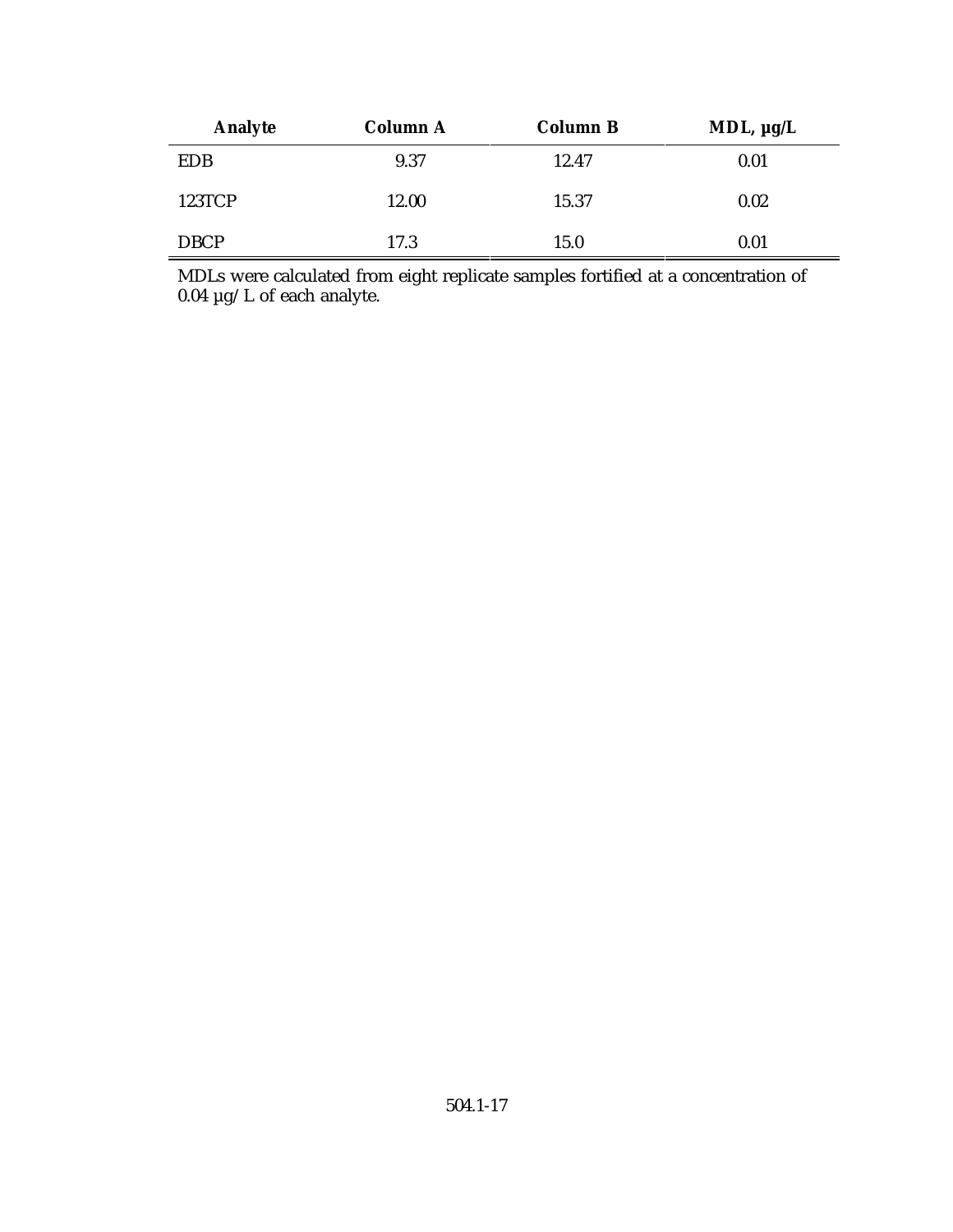| Analyte | Column A | Column B | MDL, µg/L |
|---|---|---|---|
| EDB | 9.37 | 12.47 | 0.01 |
| 123TCP | 12.00 | 15.37 | 0.02 |
| DBCP | 17.3 | 15.0 | 0.01 |

MDLs were calculated from eight replicate samples fortified at a concentration of 0.04 µg/L of each analyte.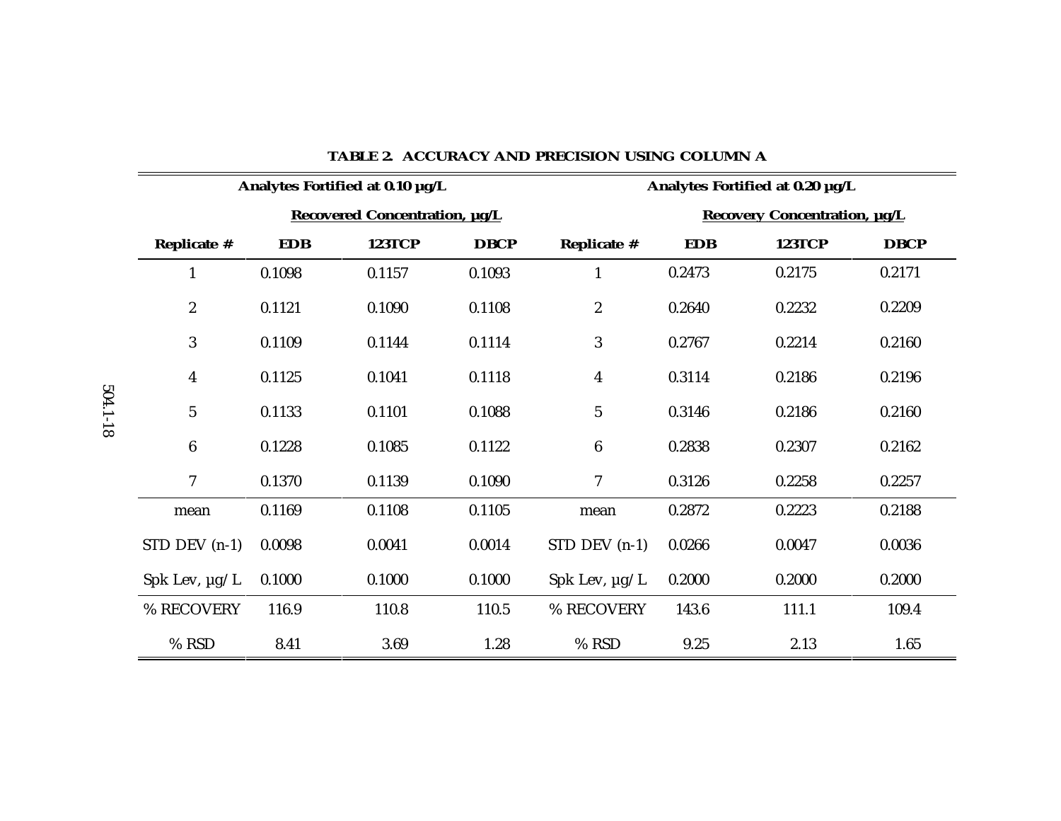**TABLE 2. ACCURACY AND PRECISION USING COLUMN A**

| Analytes Fortified at 0.10 µg/L | | | | Analytes Fortified at 0.20 µg/L | | | |
|---|---|---|---|---|---|---|---|
| | Recovered Concentration, µg/L | | | | Recovery Concentration, µg/L | | |
| **Replicate #** | **EDB** | **123TCP** | **DBCP** | **Replicate #** | **EDB** | **123TCP** | **DBCP** |
| 1 | 0.1098 | 0.1157 | 0.1093 | 1 | 0.2473 | 0.2175 | 0.2171 |
| 2 | 0.1121 | 0.1090 | 0.1108 | 2 | 0.2640 | 0.2232 | 0.2209 |
| 3 | 0.1109 | 0.1144 | 0.1114 | 3 | 0.2767 | 0.2214 | 0.2160 |
| 4 | 0.1125 | 0.1041 | 0.1118 | 4 | 0.3114 | 0.2186 | 0.2196 |
| 5 | 0.1133 | 0.1101 | 0.1088 | 5 | 0.3146 | 0.2186 | 0.2160 |
| 6 | 0.1228 | 0.1085 | 0.1122 | 6 | 0.2838 | 0.2307 | 0.2162 |
| 7 | 0.1370 | 0.1139 | 0.1090 | 7 | 0.3126 | 0.2258 | 0.2257 |
| mean | 0.1169 | 0.1108 | 0.1105 | mean | 0.2872 | 0.2223 | 0.2188 |
| STD DEV (n-1) | 0.0098 | 0.0041 | 0.0014 | STD DEV (n-1) | 0.0266 | 0.0047 | 0.0036 |
| Spk Lev, µg/L | 0.1000 | 0.1000 | 0.1000 | Spk Lev, µg/L | 0.2000 | 0.2000 | 0.2000 |
| % RECOVERY | 116.9 | 110.8 | 110.5 | % RECOVERY | 143.6 | 111.1 | 109.4 |
| % RSD | 8.41 | 3.69 | 1.28 | % RSD | 9.25 | 2.13 | 1.65 |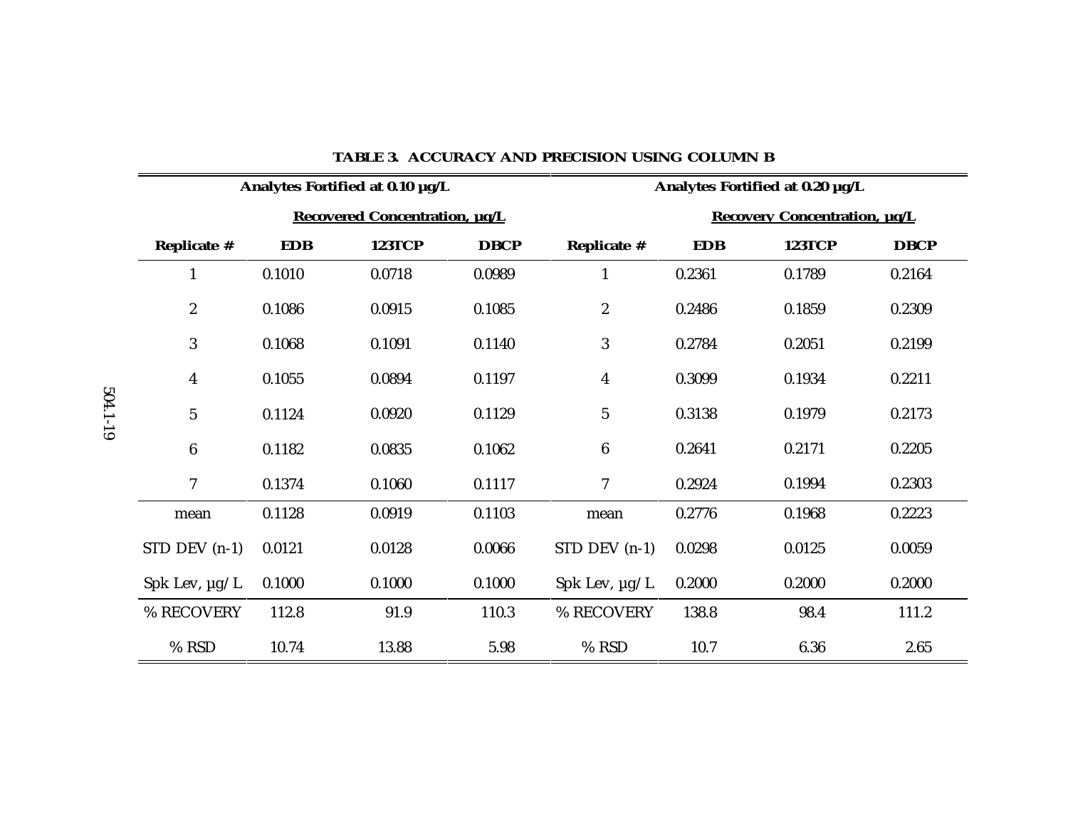**TABLE 3. ACCURACY AND PRECISION USING COLUMN B**

| Analytes Fortified at 0.10 µg/L | | | | Analytes Fortified at 0.20 µg/L | | | |
|---|---|---|---|---|---|---|---|
| | Recovered Concentration, µg/L | | | | Recovery Concentration, µg/L | | |
| **Replicate #** | **EDB** | **123TCP** | **DBCP** | **Replicate #** | **EDB** | **123TCP** | **DBCP** |
| 1 | 0.1010 | 0.0718 | 0.0989 | 1 | 0.2361 | 0.1789 | 0.2164 |
| 2 | 0.1086 | 0.0915 | 0.1085 | 2 | 0.2486 | 0.1859 | 0.2309 |
| 3 | 0.1068 | 0.1091 | 0.1140 | 3 | 0.2784 | 0.2051 | 0.2199 |
| 4 | 0.1055 | 0.0894 | 0.1197 | 4 | 0.3099 | 0.1934 | 0.2211 |
| 5 | 0.1124 | 0.0920 | 0.1129 | 5 | 0.3138 | 0.1979 | 0.2173 |
| 6 | 0.1182 | 0.0835 | 0.1062 | 6 | 0.2641 | 0.2171 | 0.2205 |
| 7 | 0.1374 | 0.1060 | 0.1117 | 7 | 0.2924 | 0.1994 | 0.2303 |
| mean | 0.1128 | 0.0919 | 0.1103 | mean | 0.2776 | 0.1968 | 0.2223 |
| STD DEV (n-1) | 0.0121 | 0.0128 | 0.0066 | STD DEV (n-1) | 0.0298 | 0.0125 | 0.0059 |
| Spk Lev, µg/L | 0.1000 | 0.1000 | 0.1000 | Spk Lev, µg/L | 0.2000 | 0.2000 | 0.2000 |
| % RECOVERY | 112.8 | 91.9 | 110.3 | % RECOVERY | 138.8 | 98.4 | 111.2 |
| % RSD | 10.74 | 13.88 | 5.98 | % RSD | 10.7 | 6.36 | 2.65 |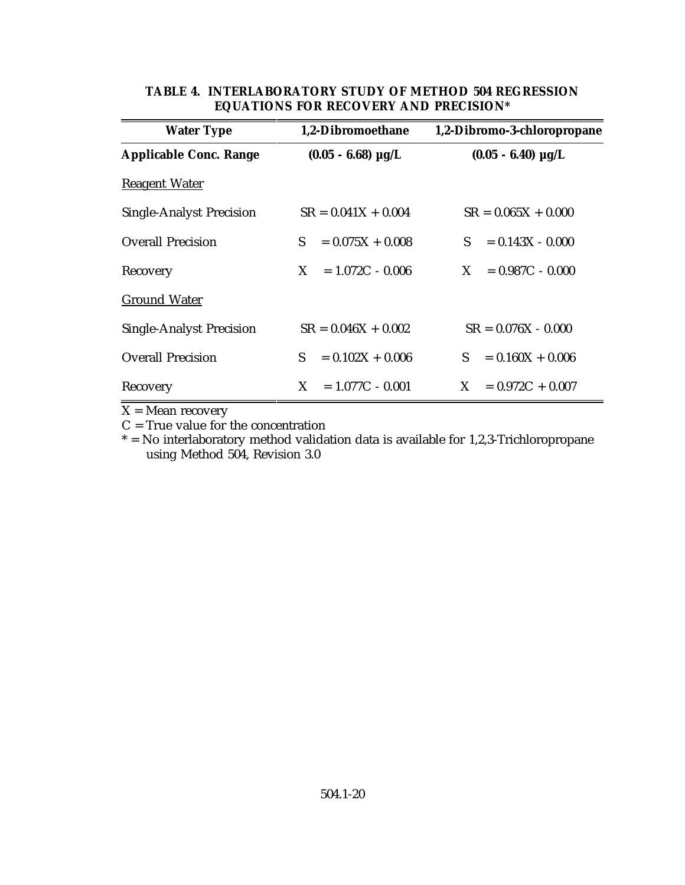**TABLE 4. INTERLABORATORY STUDY OF METHOD 504 REGRESSION EQUATIONS FOR RECOVERY AND PRECISION***

| Water Type | 1,2-Dibromoethane | 1,2-Dibromo-3-chloropropane |
|---|---|---|
| **Applicable Conc. Range** | **(0.05 - 6.68) µg/L** | **(0.05 - 6.40) µg/L** |
| <u>Reagent Water</u> | | |
| Single-Analyst Precision | $SR = 0.041X + 0.004$ | $SR = 0.065X + 0.000$ |
| Overall Precision | $S = 0.075X + 0.008$ | $S = 0.143X - 0.000$ |
| Recovery | $X = 1.072C - 0.006$ | $X = 0.987C - 0.000$ |
| <u>Ground Water</u> | | |
| Single-Analyst Precision | $SR = 0.046X + 0.002$ | $SR = 0.076X - 0.000$ |
| Overall Precision | $S = 0.102X + 0.006$ | $S = 0.160X + 0.006$ |
| Recovery | $X = 1.077C - 0.001$ | $X = 0.972C + 0.007$ |

$X$ = Mean recovery

$C$ = True value for the concentration

* = No interlaboratory method validation data is available for 1,2,3-Trichloropropane using Method 504, Revision 3.0